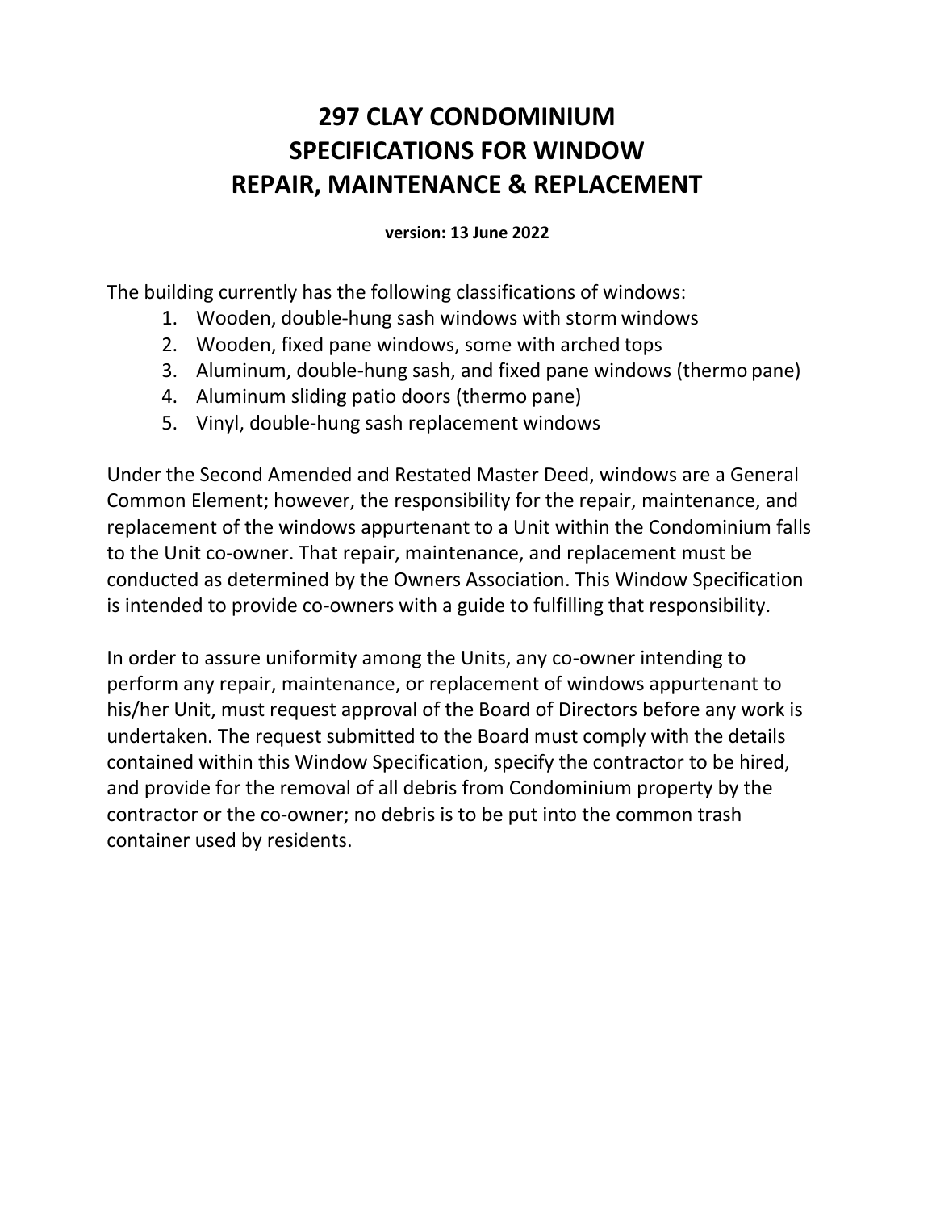# 297 CLAY CONDOMINIUM
# SPECIFICATIONS FOR WINDOW
# REPAIR, MAINTENANCE & REPLACEMENT

**version: 13 June 2022**

The building currently has the following classifications of windows:

1. Wooden, double-hung sash windows with storm windows
2. Wooden, fixed pane windows, some with arched tops
3. Aluminum, double-hung sash, and fixed pane windows (thermo pane)
4. Aluminum sliding patio doors (thermo pane)
5. Vinyl, double-hung sash replacement windows

Under the Second Amended and Restated Master Deed, windows are a General Common Element; however, the responsibility for the repair, maintenance, and replacement of the windows appurtenant to a Unit within the Condominium falls to the Unit co-owner. That repair, maintenance, and replacement must be conducted as determined by the Owners Association. This Window Specification is intended to provide co-owners with a guide to fulfilling that responsibility.

In order to assure uniformity among the Units, any co-owner intending to perform any repair, maintenance, or replacement of windows appurtenant to his/her Unit, must request approval of the Board of Directors before any work is undertaken. The request submitted to the Board must comply with the details contained within this Window Specification, specify the contractor to be hired, and provide for the removal of all debris from Condominium property by the contractor or the co-owner; no debris is to be put into the common trash container used by residents.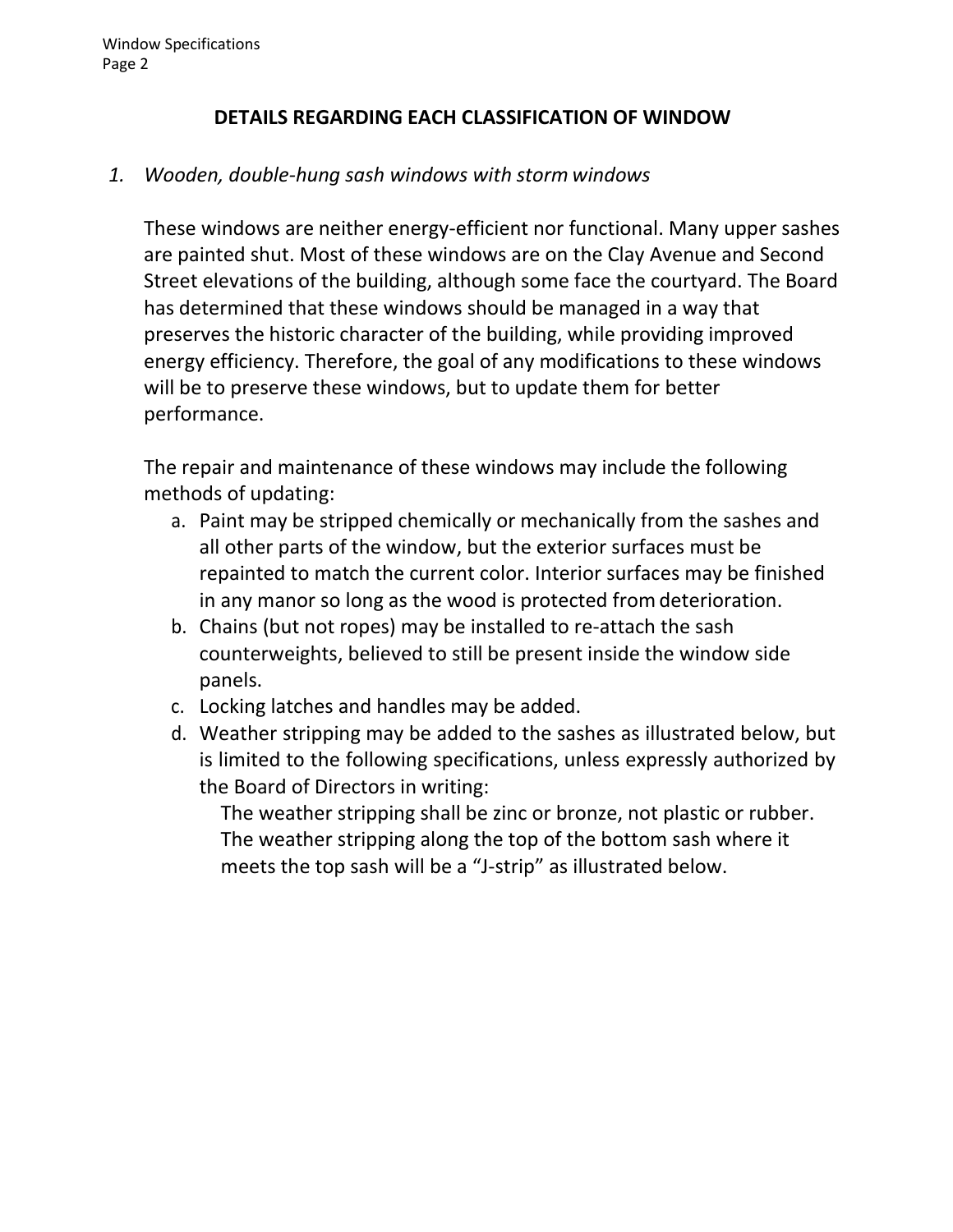## DETAILS REGARDING EACH CLASSIFICATION OF WINDOW

1. *Wooden, double-hung sash windows with storm windows*

   These windows are neither energy-efficient nor functional. Many upper sashes are painted shut. Most of these windows are on the Clay Avenue and Second Street elevations of the building, although some face the courtyard. The Board has determined that these windows should be managed in a way that preserves the historic character of the building, while providing improved energy efficiency. Therefore, the goal of any modifications to these windows will be to preserve these windows, but to update them for better performance.

   The repair and maintenance of these windows may include the following methods of updating:

   a. Paint may be stripped chemically or mechanically from the sashes and all other parts of the window, but the exterior surfaces must be repainted to match the current color. Interior surfaces may be finished in any manor so long as the wood is protected from deterioration.
   b. Chains (but not ropes) may be installed to re-attach the sash counterweights, believed to still be present inside the window side panels.
   c. Locking latches and handles may be added.
   d. Weather stripping may be added to the sashes as illustrated below, but is limited to the following specifications, unless expressly authorized by the Board of Directors in writing:

      The weather stripping shall be zinc or bronze, not plastic or rubber. The weather stripping along the top of the bottom sash where it meets the top sash will be a "J-strip" as illustrated below.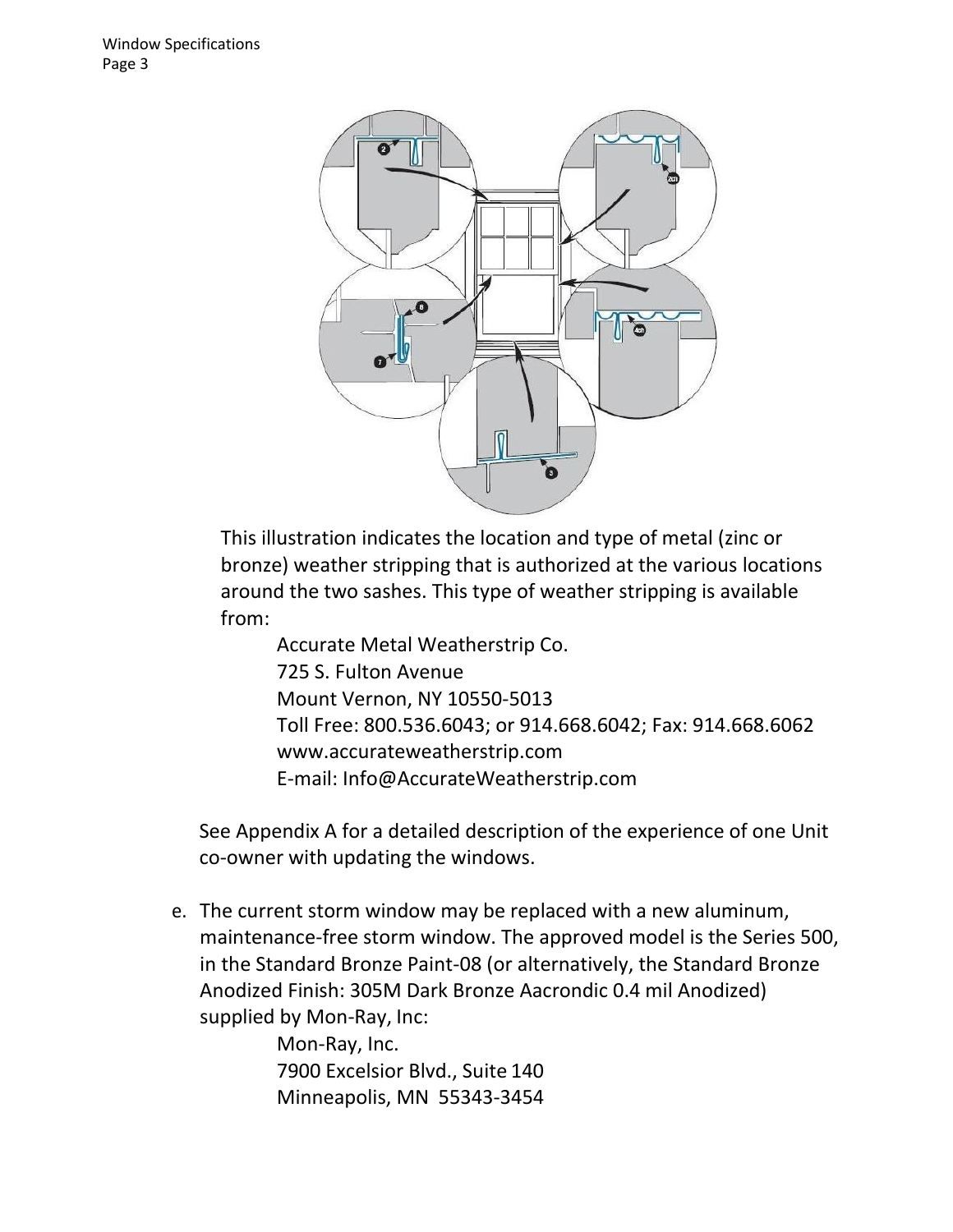This illustration indicates the location and type of metal (zinc or bronze) weather stripping that is authorized at the various locations around the two sashes. This type of weather stripping is available from:

Accurate Metal Weatherstrip Co.
725 S. Fulton Avenue
Mount Vernon, NY 10550-5013
Toll Free: 800.536.6043; or 914.668.6042; Fax: 914.668.6062
www.accurateweatherstrip.com
E-mail: Info@AccurateWeatherstrip.com

See Appendix A for a detailed description of the experience of one Unit co-owner with updating the windows.

e. The current storm window may be replaced with a new aluminum, maintenance-free storm window. The approved model is the Series 500, in the Standard Bronze Paint-08 (or alternatively, the Standard Bronze Anodized Finish: 305M Dark Bronze Aacrondic 0.4 mil Anodized) supplied by Mon-Ray, Inc:

Mon-Ray, Inc.
7900 Excelsior Blvd., Suite 140
Minneapolis, MN 55343-3454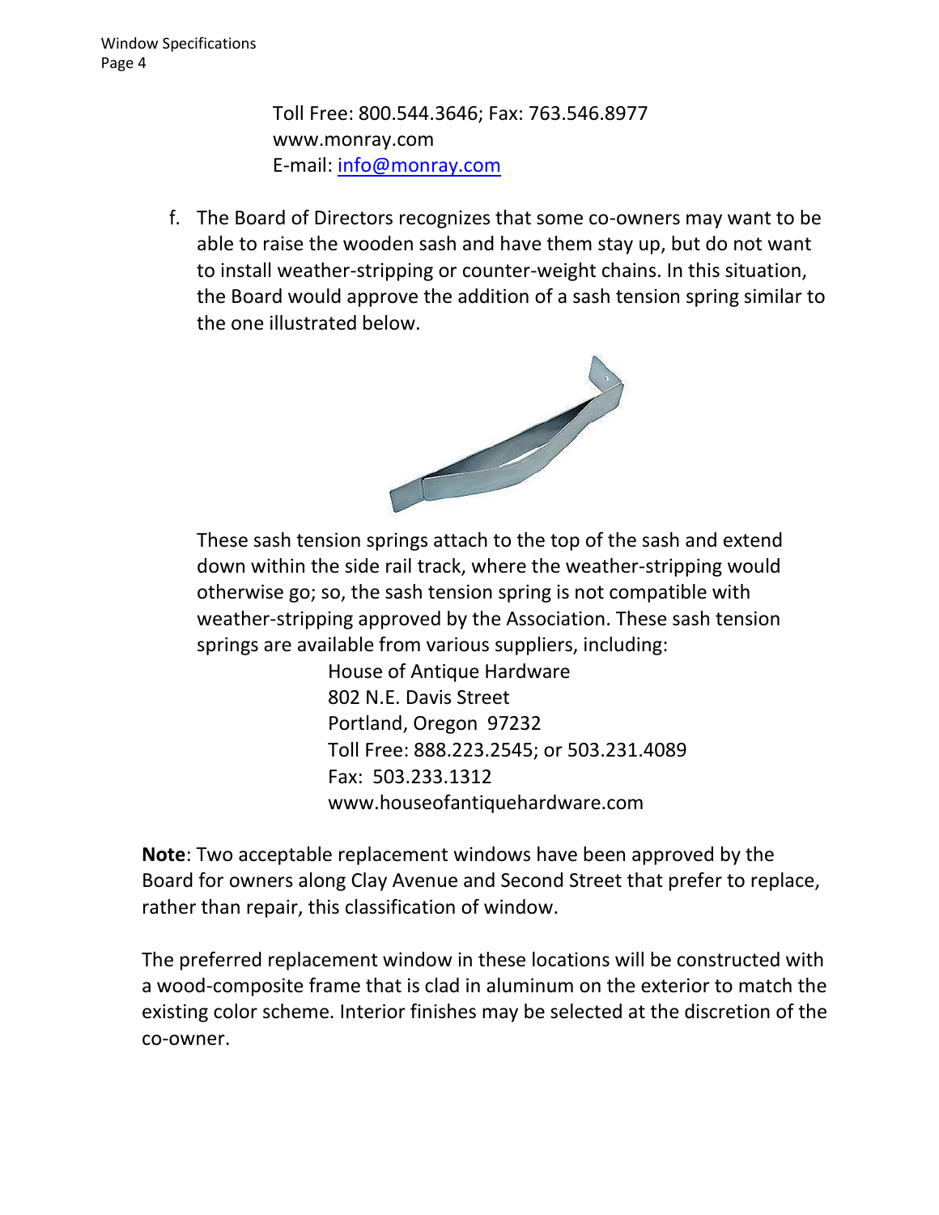Toll Free: 800.544.3646; Fax: 763.546.8977
www.monray.com
E-mail: info@monray.com

f. The Board of Directors recognizes that some co-owners may want to be able to raise the wooden sash and have them stay up, but do not want to install weather-stripping or counter-weight chains. In this situation, the Board would approve the addition of a sash tension spring similar to the one illustrated below.

   These sash tension springs attach to the top of the sash and extend down within the side rail track, where the weather-stripping would otherwise go; so, the sash tension spring is not compatible with weather-stripping approved by the Association. These sash tension springs are available from various suppliers, including:

   House of Antique Hardware
   802 N.E. Davis Street
   Portland, Oregon 97232
   Toll Free: 888.223.2545; or 503.231.4089
   Fax: 503.233.1312
   www.houseofantiquehardware.com

**Note**: Two acceptable replacement windows have been approved by the Board for owners along Clay Avenue and Second Street that prefer to replace, rather than repair, this classification of window.

The preferred replacement window in these locations will be constructed with a wood-composite frame that is clad in aluminum on the exterior to match the existing color scheme. Interior finishes may be selected at the discretion of the co-owner.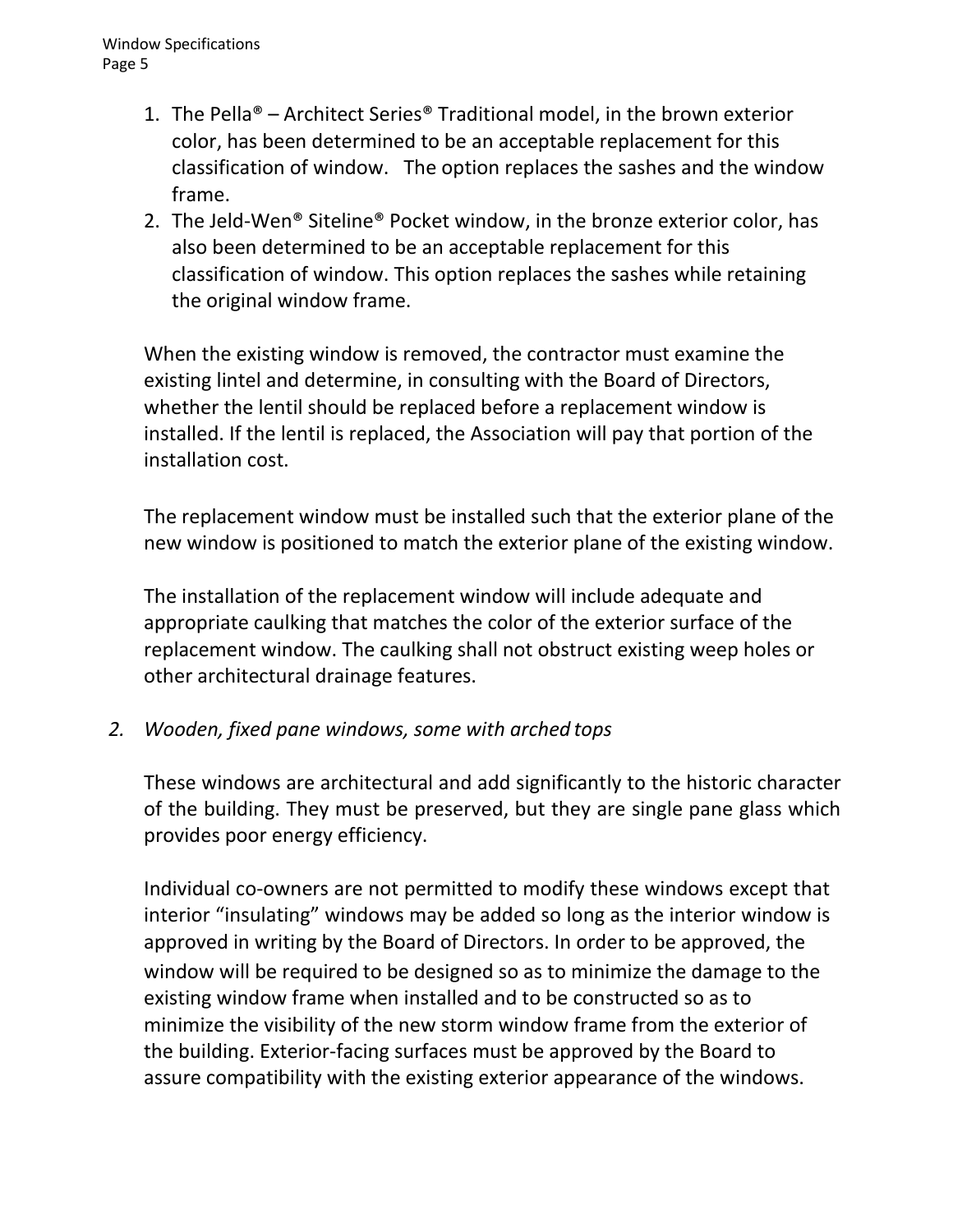1. The Pella® – Architect Series® Traditional model, in the brown exterior color, has been determined to be an acceptable replacement for this classification of window. The option replaces the sashes and the window frame.
2. The Jeld-Wen® Siteline® Pocket window, in the bronze exterior color, has also been determined to be an acceptable replacement for this classification of window. This option replaces the sashes while retaining the original window frame.

When the existing window is removed, the contractor must examine the existing lintel and determine, in consulting with the Board of Directors, whether the lentil should be replaced before a replacement window is installed. If the lentil is replaced, the Association will pay that portion of the installation cost.

The replacement window must be installed such that the exterior plane of the new window is positioned to match the exterior plane of the existing window.

The installation of the replacement window will include adequate and appropriate caulking that matches the color of the exterior surface of the replacement window. The caulking shall not obstruct existing weep holes or other architectural drainage features.

2. *Wooden, fixed pane windows, some with arched tops*

These windows are architectural and add significantly to the historic character of the building. They must be preserved, but they are single pane glass which provides poor energy efficiency.

Individual co-owners are not permitted to modify these windows except that interior "insulating" windows may be added so long as the interior window is approved in writing by the Board of Directors. In order to be approved, the window will be required to be designed so as to minimize the damage to the existing window frame when installed and to be constructed so as to minimize the visibility of the new storm window frame from the exterior of the building. Exterior-facing surfaces must be approved by the Board to assure compatibility with the existing exterior appearance of the windows.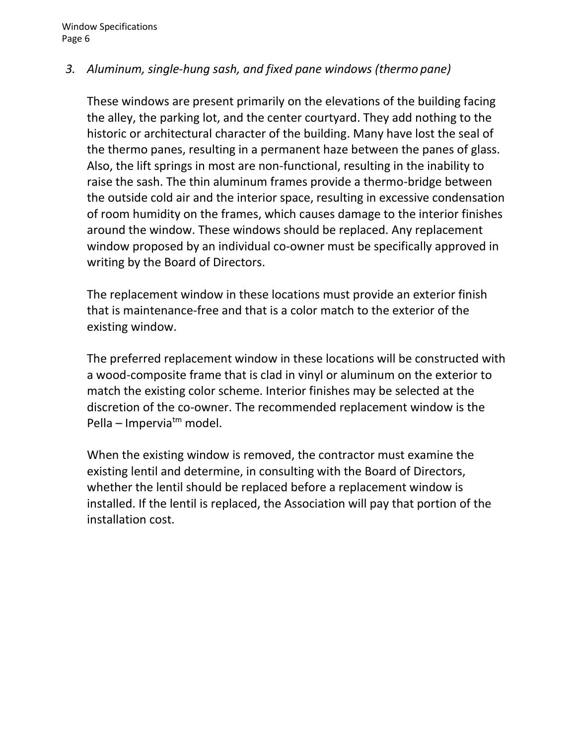*3. Aluminum, single-hung sash, and fixed pane windows (thermo pane)*

These windows are present primarily on the elevations of the building facing the alley, the parking lot, and the center courtyard. They add nothing to the historic or architectural character of the building. Many have lost the seal of the thermo panes, resulting in a permanent haze between the panes of glass. Also, the lift springs in most are non-functional, resulting in the inability to raise the sash. The thin aluminum frames provide a thermo-bridge between the outside cold air and the interior space, resulting in excessive condensation of room humidity on the frames, which causes damage to the interior finishes around the window. These windows should be replaced. Any replacement window proposed by an individual co-owner must be specifically approved in writing by the Board of Directors.

The replacement window in these locations must provide an exterior finish that is maintenance-free and that is a color match to the exterior of the existing window.

The preferred replacement window in these locations will be constructed with a wood-composite frame that is clad in vinyl or aluminum on the exterior to match the existing color scheme. Interior finishes may be selected at the discretion of the co-owner. The recommended replacement window is the Pella – Impervia™ model.

When the existing window is removed, the contractor must examine the existing lentil and determine, in consulting with the Board of Directors, whether the lentil should be replaced before a replacement window is installed. If the lentil is replaced, the Association will pay that portion of the installation cost.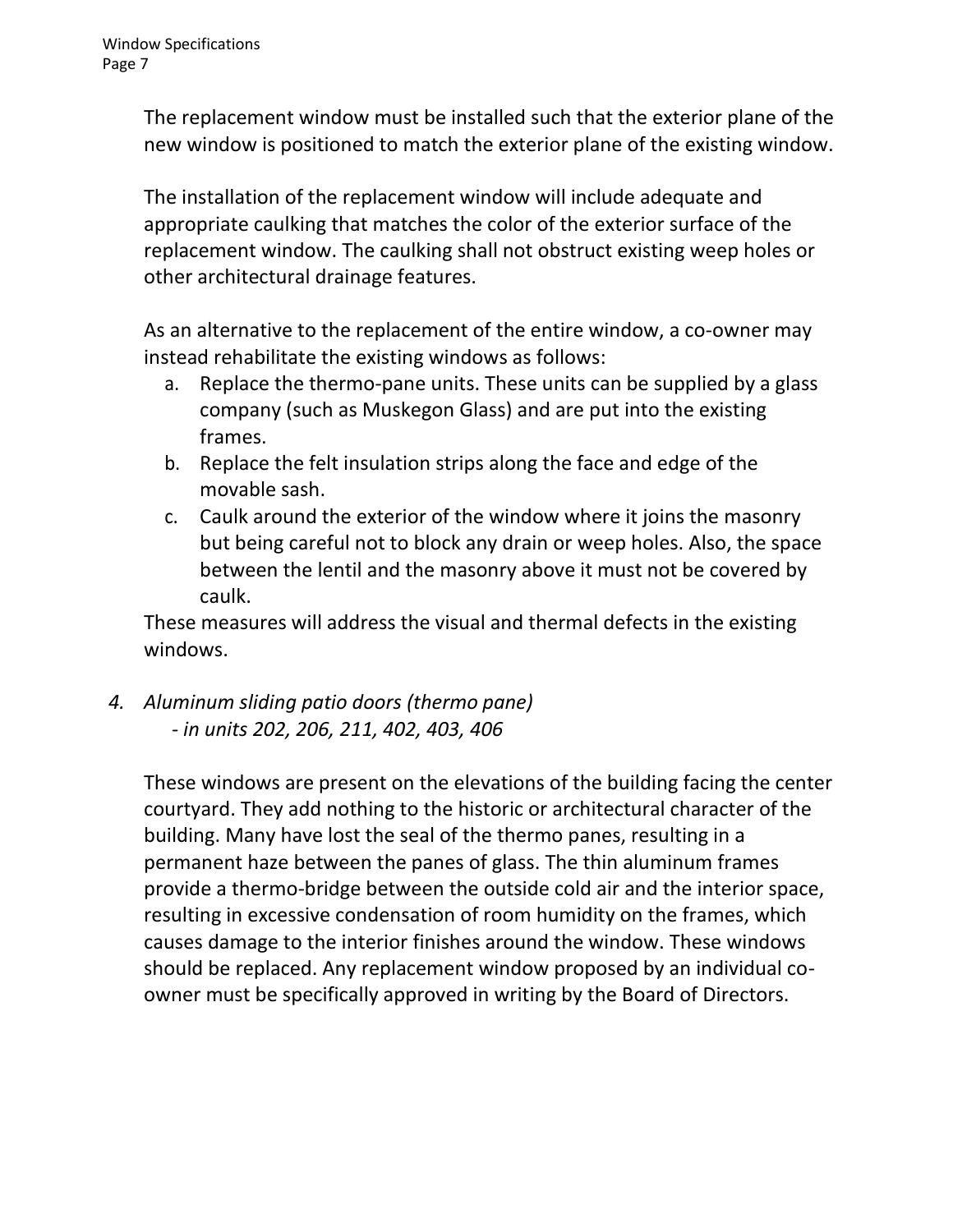The replacement window must be installed such that the exterior plane of the new window is positioned to match the exterior plane of the existing window.

The installation of the replacement window will include adequate and appropriate caulking that matches the color of the exterior surface of the replacement window. The caulking shall not obstruct existing weep holes or other architectural drainage features.

As an alternative to the replacement of the entire window, a co-owner may instead rehabilitate the existing windows as follows:

a. Replace the thermo-pane units. These units can be supplied by a glass company (such as Muskegon Glass) and are put into the existing frames.
b. Replace the felt insulation strips along the face and edge of the movable sash.
c. Caulk around the exterior of the window where it joins the masonry but being careful not to block any drain or weep holes. Also, the space between the lentil and the masonry above it must not be covered by caulk.

These measures will address the visual and thermal defects in the existing windows.

4. *Aluminum sliding patio doors (thermo pane)*
   *- in units 202, 206, 211, 402, 403, 406*

These windows are present on the elevations of the building facing the center courtyard. They add nothing to the historic or architectural character of the building. Many have lost the seal of the thermo panes, resulting in a permanent haze between the panes of glass. The thin aluminum frames provide a thermo-bridge between the outside cold air and the interior space, resulting in excessive condensation of room humidity on the frames, which causes damage to the interior finishes around the window. These windows should be replaced. Any replacement window proposed by an individual co-owner must be specifically approved in writing by the Board of Directors.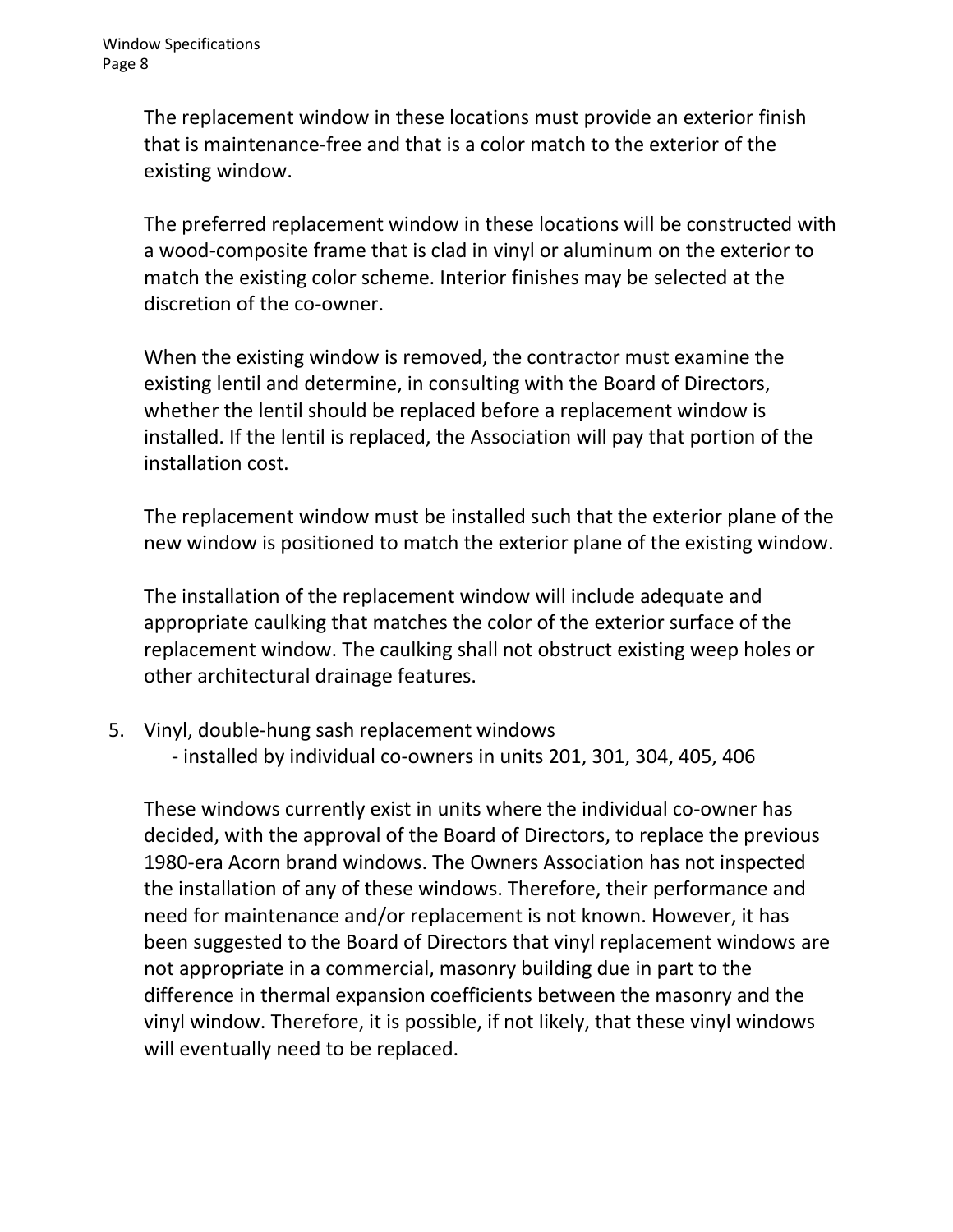The replacement window in these locations must provide an exterior finish that is maintenance-free and that is a color match to the exterior of the existing window.

The preferred replacement window in these locations will be constructed with a wood-composite frame that is clad in vinyl or aluminum on the exterior to match the existing color scheme. Interior finishes may be selected at the discretion of the co-owner.

When the existing window is removed, the contractor must examine the existing lentil and determine, in consulting with the Board of Directors, whether the lentil should be replaced before a replacement window is installed. If the lentil is replaced, the Association will pay that portion of the installation cost.

The replacement window must be installed such that the exterior plane of the new window is positioned to match the exterior plane of the existing window.

The installation of the replacement window will include adequate and appropriate caulking that matches the color of the exterior surface of the replacement window. The caulking shall not obstruct existing weep holes or other architectural drainage features.

5. Vinyl, double-hung sash replacement windows
   - installed by individual co-owners in units 201, 301, 304, 405, 406

   These windows currently exist in units where the individual co-owner has decided, with the approval of the Board of Directors, to replace the previous 1980-era Acorn brand windows. The Owners Association has not inspected the installation of any of these windows. Therefore, their performance and need for maintenance and/or replacement is not known. However, it has been suggested to the Board of Directors that vinyl replacement windows are not appropriate in a commercial, masonry building due in part to the difference in thermal expansion coefficients between the masonry and the vinyl window. Therefore, it is possible, if not likely, that these vinyl windows will eventually need to be replaced.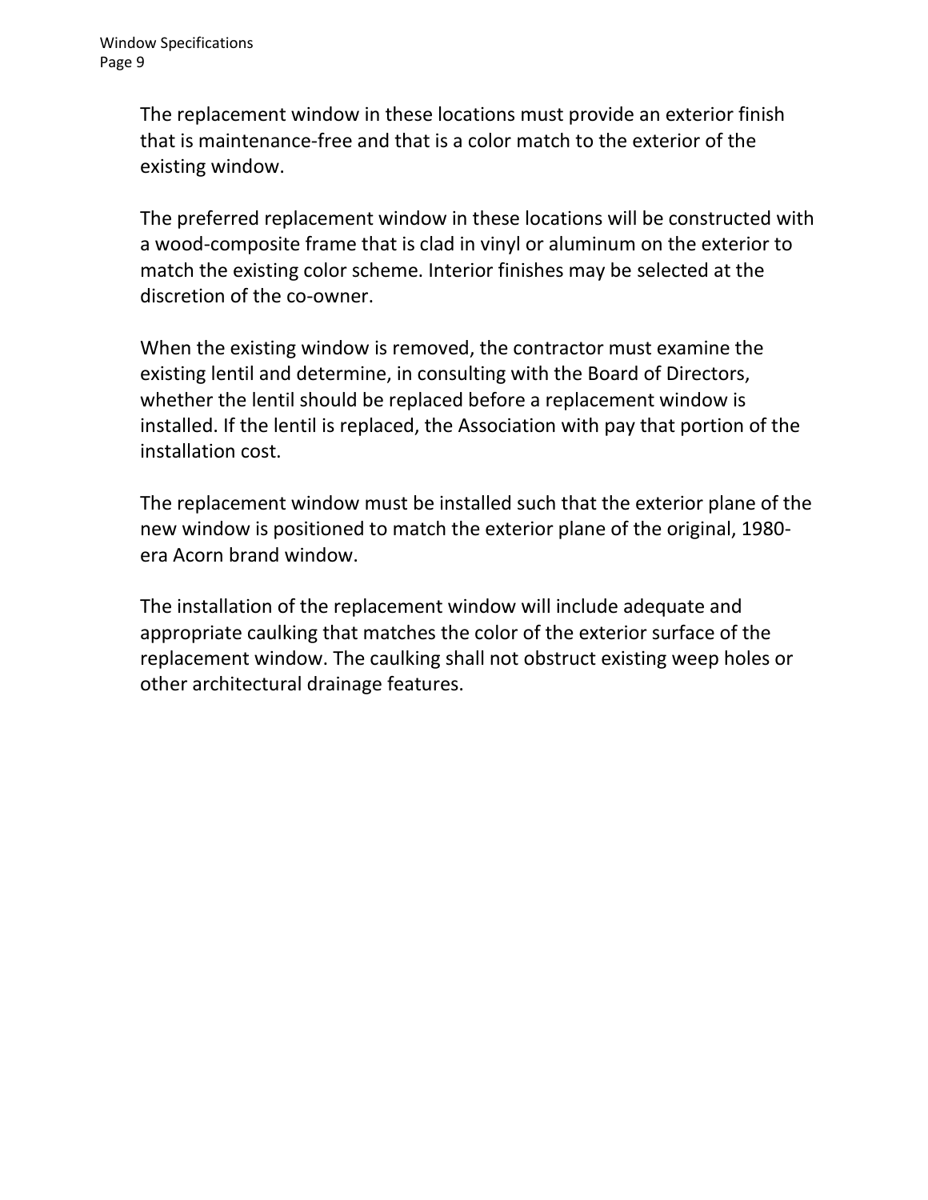The replacement window in these locations must provide an exterior finish that is maintenance-free and that is a color match to the exterior of the existing window.

The preferred replacement window in these locations will be constructed with a wood-composite frame that is clad in vinyl or aluminum on the exterior to match the existing color scheme. Interior finishes may be selected at the discretion of the co-owner.

When the existing window is removed, the contractor must examine the existing lentil and determine, in consulting with the Board of Directors, whether the lentil should be replaced before a replacement window is installed. If the lentil is replaced, the Association with pay that portion of the installation cost.

The replacement window must be installed such that the exterior plane of the new window is positioned to match the exterior plane of the original, 1980-era Acorn brand window.

The installation of the replacement window will include adequate and appropriate caulking that matches the color of the exterior surface of the replacement window. The caulking shall not obstruct existing weep holes or other architectural drainage features.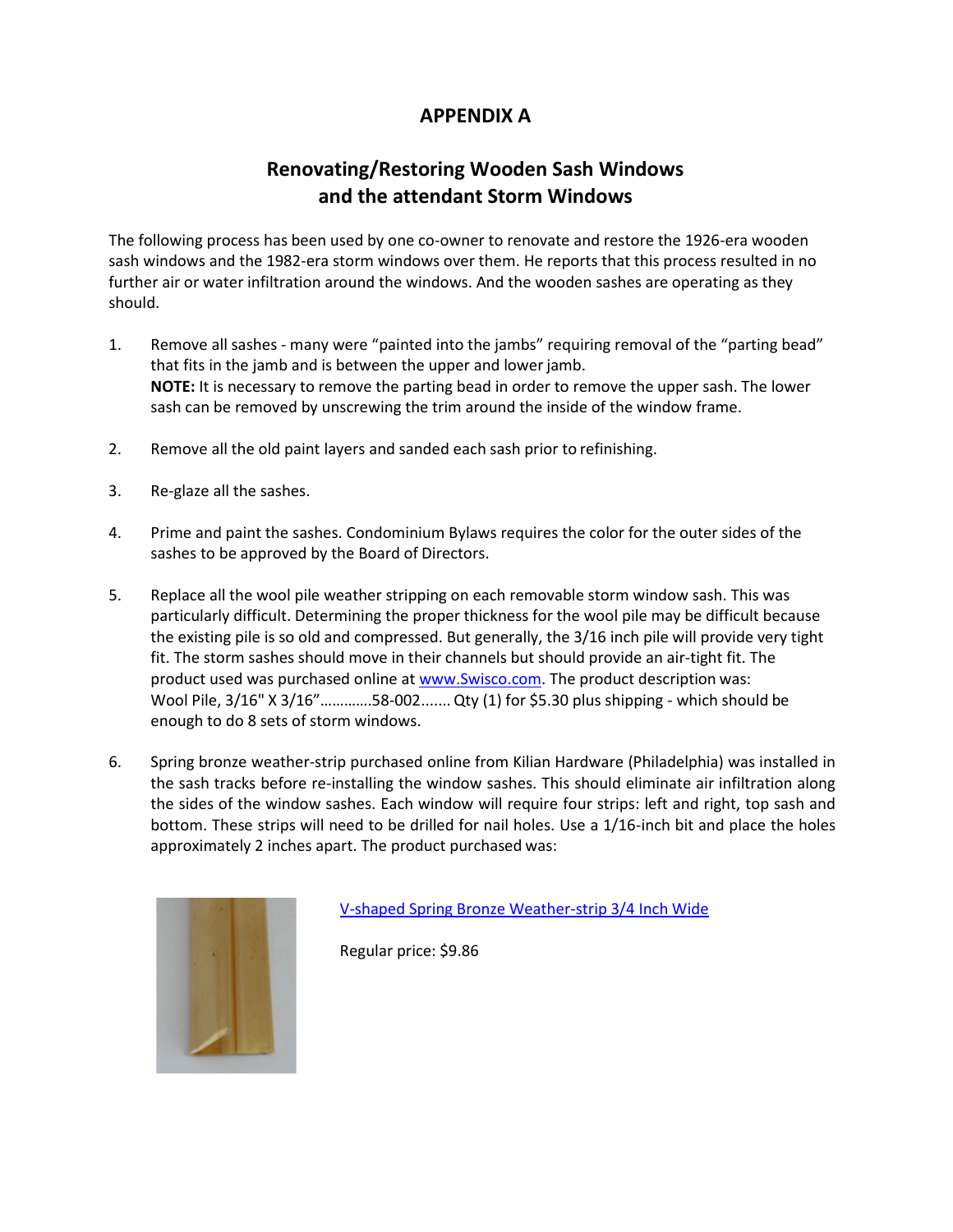# APPENDIX A

## Renovating/Restoring Wooden Sash Windows and the attendant Storm Windows

The following process has been used by one co-owner to renovate and restore the 1926-era wooden sash windows and the 1982-era storm windows over them. He reports that this process resulted in no further air or water infiltration around the windows. And the wooden sashes are operating as they should.

1. Remove all sashes - many were "painted into the jambs" requiring removal of the "parting bead" that fits in the jamb and is between the upper and lower jamb.
   **NOTE:** It is necessary to remove the parting bead in order to remove the upper sash. The lower sash can be removed by unscrewing the trim around the inside of the window frame.

2. Remove all the old paint layers and sanded each sash prior to refinishing.

3. Re-glaze all the sashes.

4. Prime and paint the sashes. Condominium Bylaws requires the color for the outer sides of the sashes to be approved by the Board of Directors.

5. Replace all the wool pile weather stripping on each removable storm window sash. This was particularly difficult. Determining the proper thickness for the wool pile may be difficult because the existing pile is so old and compressed. But generally, the 3/16 inch pile will provide very tight fit. The storm sashes should move in their channels but should provide an air-tight fit. The product used was purchased online at www.Swisco.com. The product description was: Wool Pile, 3/16" X 3/16"…………58-002....... Qty (1) for $5.30 plus shipping - which should be enough to do 8 sets of storm windows.

6. Spring bronze weather-strip purchased online from Kilian Hardware (Philadelphia) was installed in the sash tracks before re-installing the window sashes. This should eliminate air infiltration along the sides of the window sashes. Each window will require four strips: left and right, top sash and bottom. These strips will need to be drilled for nail holes. Use a 1/16-inch bit and place the holes approximately 2 inches apart. The product purchased was:

V-shaped Spring Bronze Weather-strip 3/4 Inch Wide

Regular price: $9.86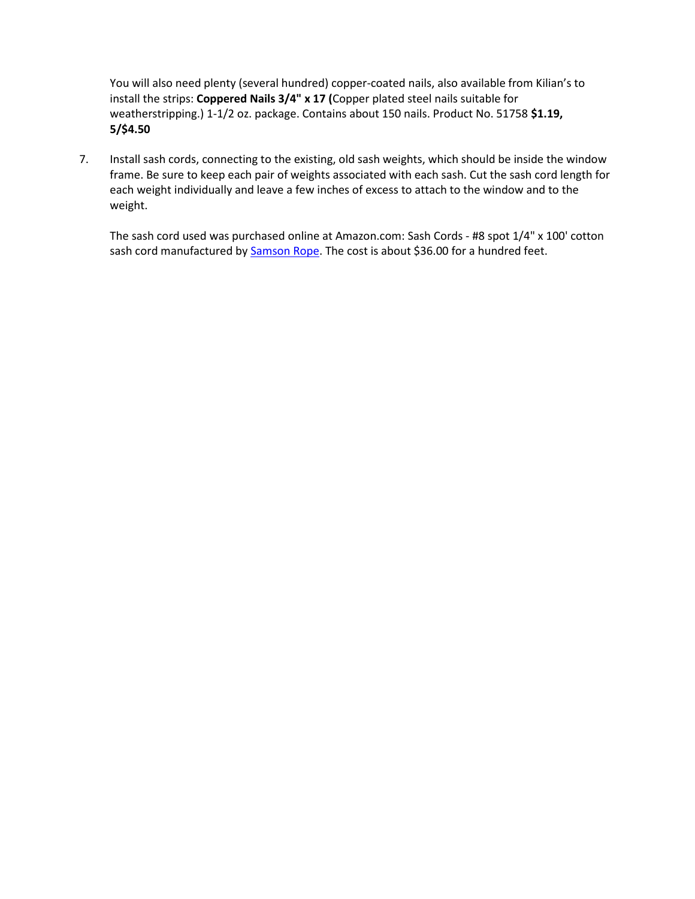You will also need plenty (several hundred) copper-coated nails, also available from Kilian's to install the strips: **Coppered Nails 3/4" x 17 (**Copper plated steel nails suitable for weatherstripping.) 1-1/2 oz. package. Contains about 150 nails. Product No. 51758 **$1.19, 5/$4.50**

7. Install sash cords, connecting to the existing, old sash weights, which should be inside the window frame. Be sure to keep each pair of weights associated with each sash. Cut the sash cord length for each weight individually and leave a few inches of excess to attach to the window and to the weight.

   The sash cord used was purchased online at Amazon.com: Sash Cords - #8 spot 1/4" x 100' cotton sash cord manufactured by Samson Rope. The cost is about $36.00 for a hundred feet.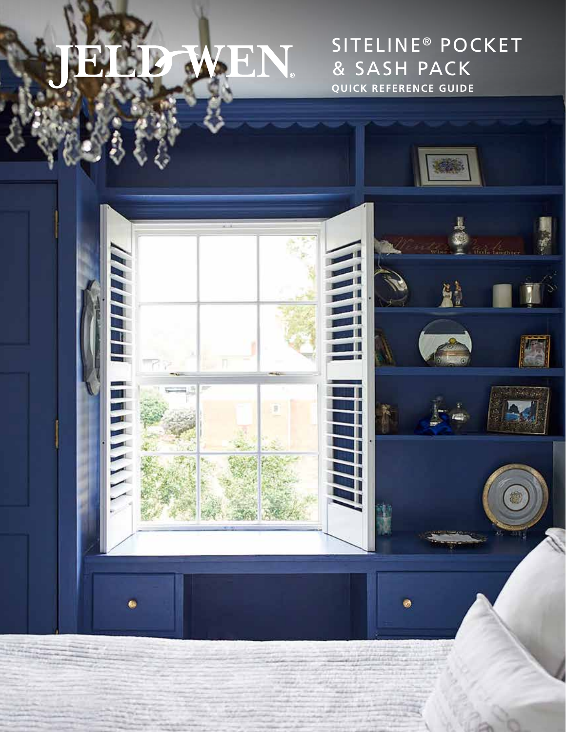# JELD-WEN®

## SITELINE® POCKET & SASH PACK

**QUICK REFERENCE GUIDE**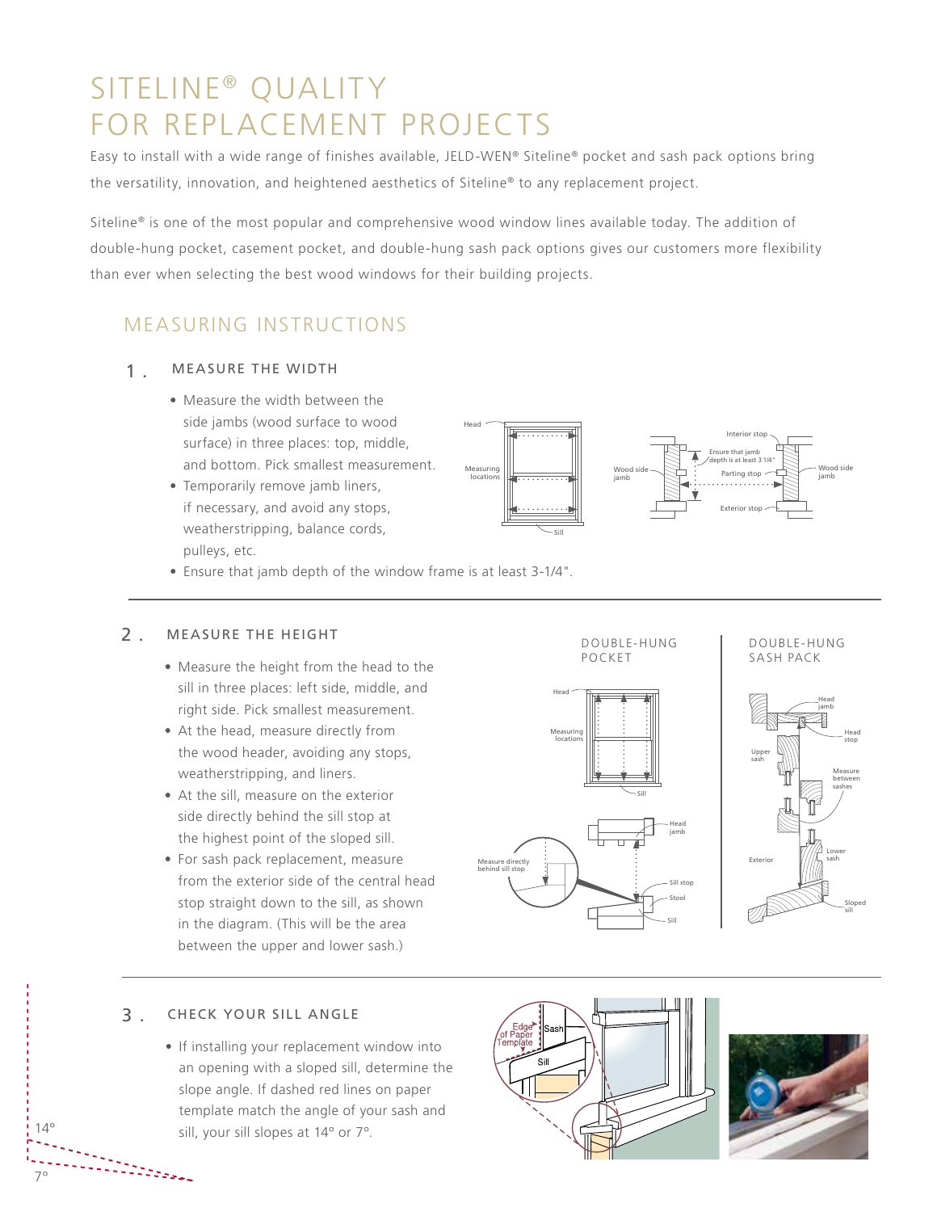# SITELINE® QUALITY FOR REPLACEMENT PROJECTS

Easy to install with a wide range of finishes available, JELD-WEN® Siteline® pocket and sash pack options bring the versatility, innovation, and heightened aesthetics of Siteline® to any replacement project.

Siteline® is one of the most popular and comprehensive wood window lines available today. The addition of double-hung pocket, casement pocket, and double-hung sash pack options gives our customers more flexibility than ever when selecting the best wood windows for their building projects.

## MEASURING INSTRUCTIONS

### 1. MEASURE THE WIDTH

- Measure the width between the side jambs (wood surface to wood surface) in three places: top, middle, and bottom. Pick smallest measurement.
- Temporarily remove jamb liners, if necessary, and avoid any stops, weatherstripping, balance cords, pulleys, etc.
- Ensure that jamb depth of the window frame is at least 3-1/4".

### 2. MEASURE THE HEIGHT

- Measure the height from the head to the sill in three places: left side, middle, and right side. Pick smallest measurement.
- At the head, measure directly from the wood header, avoiding any stops, weatherstripping, and liners.
- At the sill, measure on the exterior side directly behind the sill stop at the highest point of the sloped sill.
- For sash pack replacement, measure from the exterior side of the central head stop straight down to the sill, as shown in the diagram. (This will be the area between the upper and lower sash.)

DOUBLE-HUNG POCKET

DOUBLE-HUNG SASH PACK

### 3. CHECK YOUR SILL ANGLE

- If installing your replacement window into an opening with a sloped sill, determine the slope angle. If dashed red lines on paper template match the angle of your sash and sill, your sill slopes at 14° or 7°.

14°

7°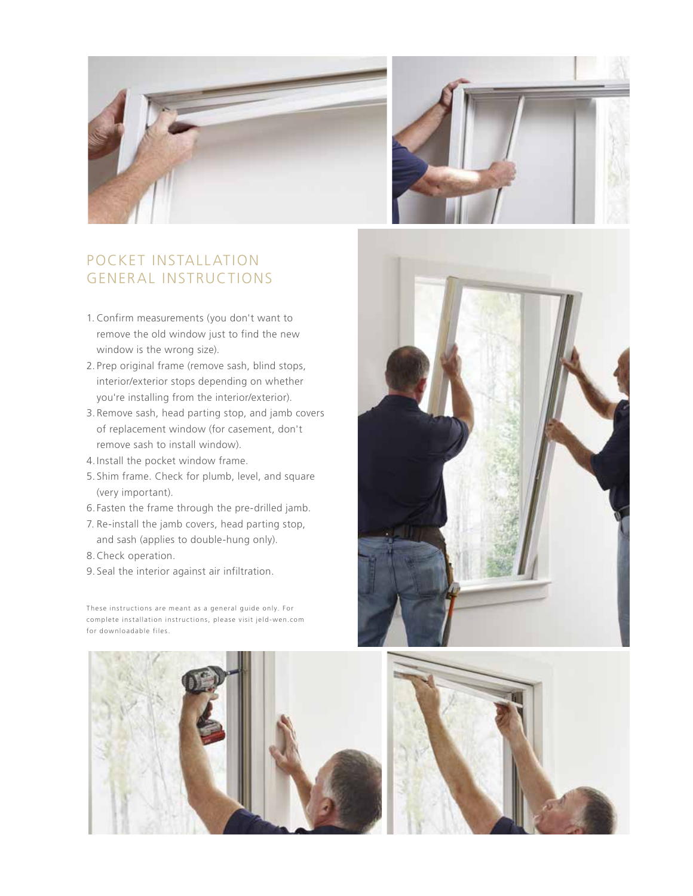## POCKET INSTALLATION GENERAL INSTRUCTIONS

1. Confirm measurements (you don't want to remove the old window just to find the new window is the wrong size).
2. Prep original frame (remove sash, blind stops, interior/exterior stops depending on whether you're installing from the interior/exterior).
3. Remove sash, head parting stop, and jamb covers of replacement window (for casement, don't remove sash to install window).
4. Install the pocket window frame.
5. Shim frame. Check for plumb, level, and square (very important).
6. Fasten the frame through the pre-drilled jamb.
7. Re-install the jamb covers, head parting stop, and sash (applies to double-hung only).
8. Check operation.
9. Seal the interior against air infiltration.

These instructions are meant as a general guide only. For complete installation instructions, please visit jeld-wen.com for downloadable files.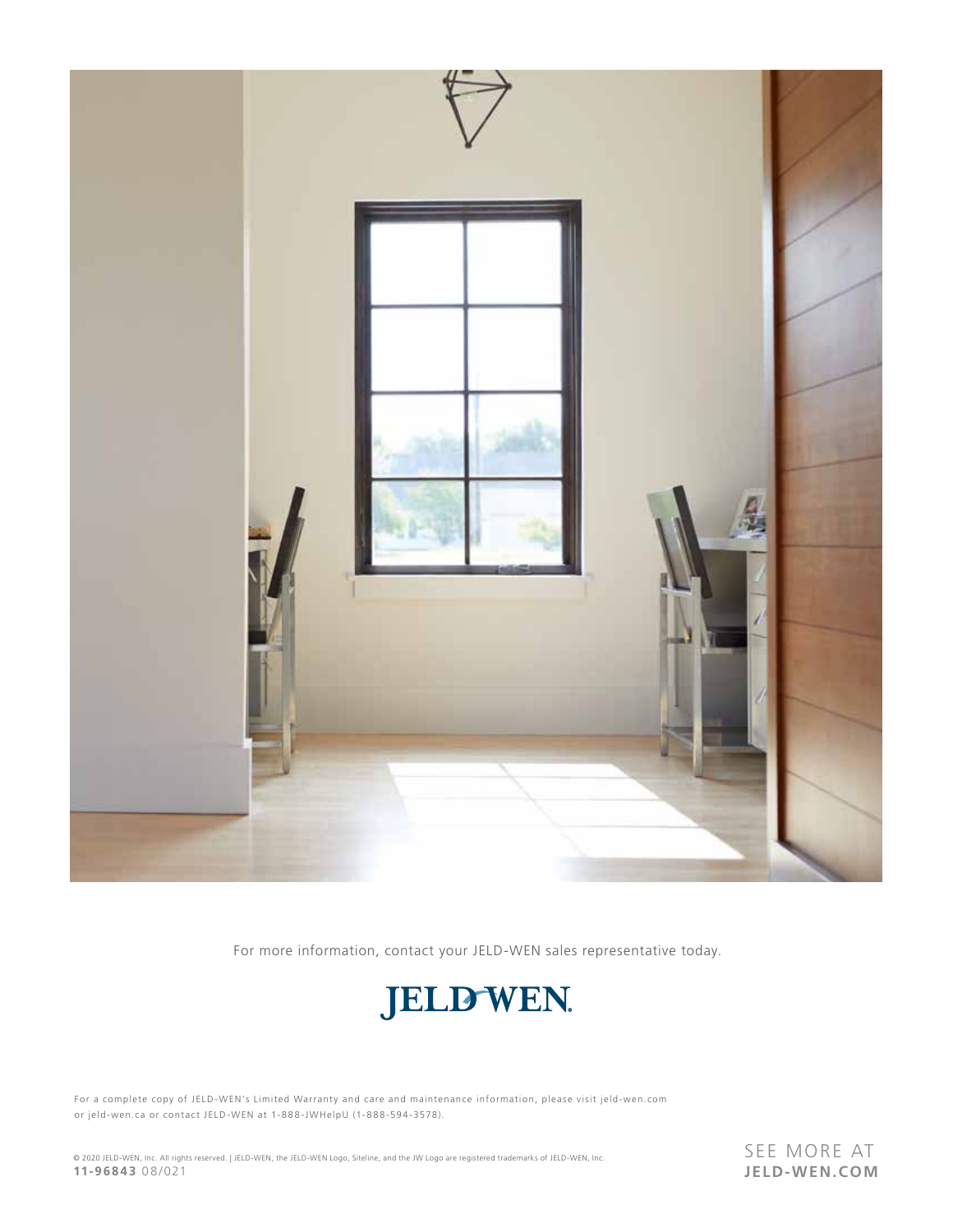For more information, contact your JELD-WEN sales representative today.

JELD-WEN.

For a complete copy of JELD-WEN's Limited Warranty and care and maintenance information, please visit jeld-wen.com or jeld-wen.ca or contact JELD-WEN at 1-888-JWHelpU (1-888-594-3578).

© 2020 JELD-WEN, Inc. All rights reserved. | JELD-WEN, the JELD-WEN Logo, Siteline, and the JW Logo are registered trademarks of JELD-WEN, Inc.
**11-96843** 08/021

SEE MORE AT
**JELD-WEN.COM**